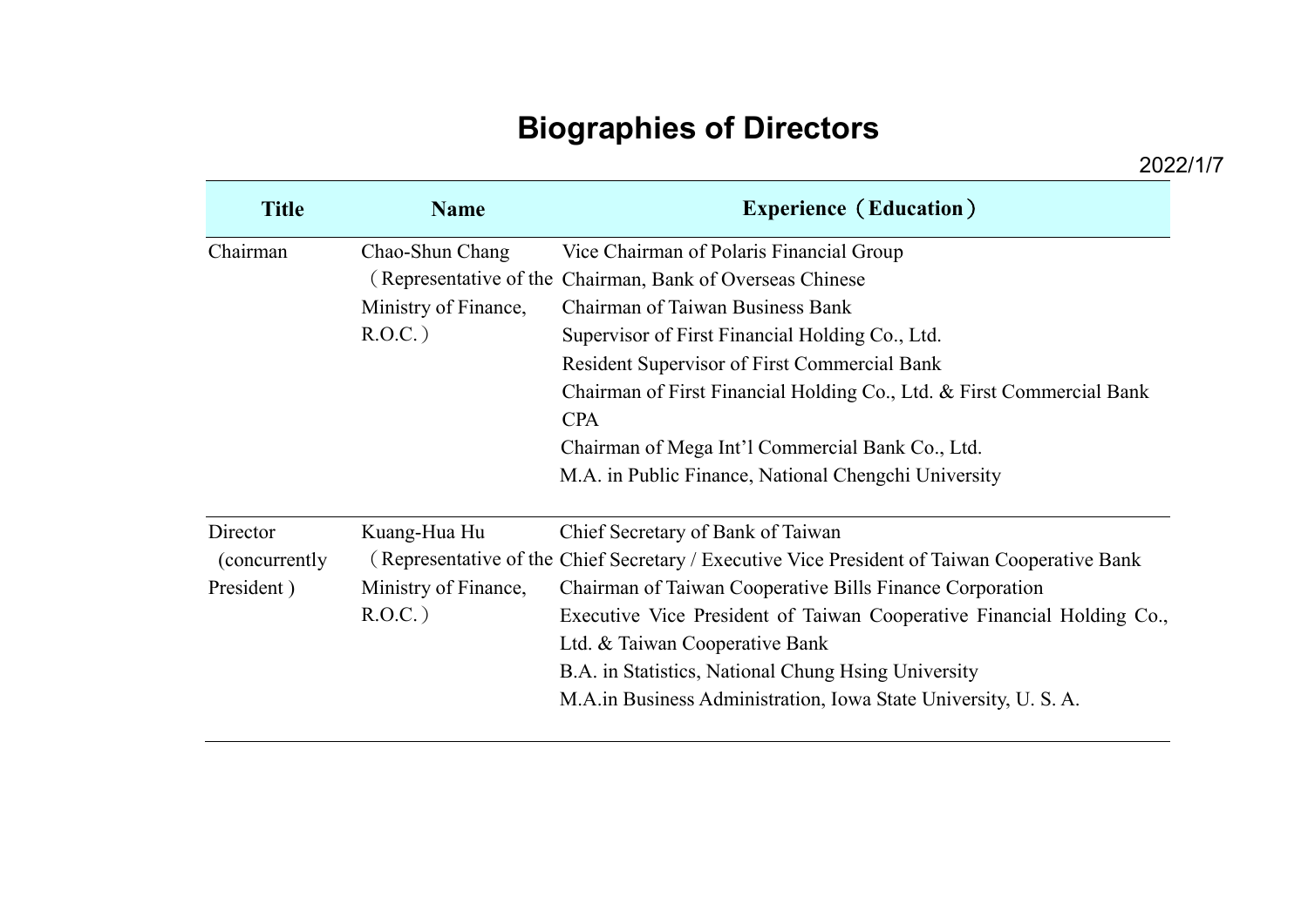# Biographies of Directors

2022/1/7

| Title | Name | Experience（Education） |
|---|---|---|
| Chairman | Chao-Shun Chang（Representative of the Ministry of Finance, R.O.C.） | Vice Chairman of Polaris Financial Group<br>Chairman, Bank of Overseas Chinese<br>Chairman of Taiwan Business Bank<br>Supervisor of First Financial Holding Co., Ltd.<br>Resident Supervisor of First Commercial Bank<br>Chairman of First Financial Holding Co., Ltd. & First Commercial Bank<br>CPA<br>Chairman of Mega Int'l Commercial Bank Co., Ltd.<br>M.A. in Public Finance, National Chengchi University |
| Director (concurrently President ) | Kuang-Hua Hu（Representative of the Ministry of Finance, R.O.C.） | Chief Secretary of Bank of Taiwan<br>Chief Secretary / Executive Vice President of Taiwan Cooperative Bank<br>Chairman of Taiwan Cooperative Bills Finance Corporation<br>Executive Vice President of Taiwan Cooperative Financial Holding Co., Ltd. & Taiwan Cooperative Bank<br>B.A. in Statistics, National Chung Hsing University<br>M.A.in Business Administration, Iowa State University, U. S. A. |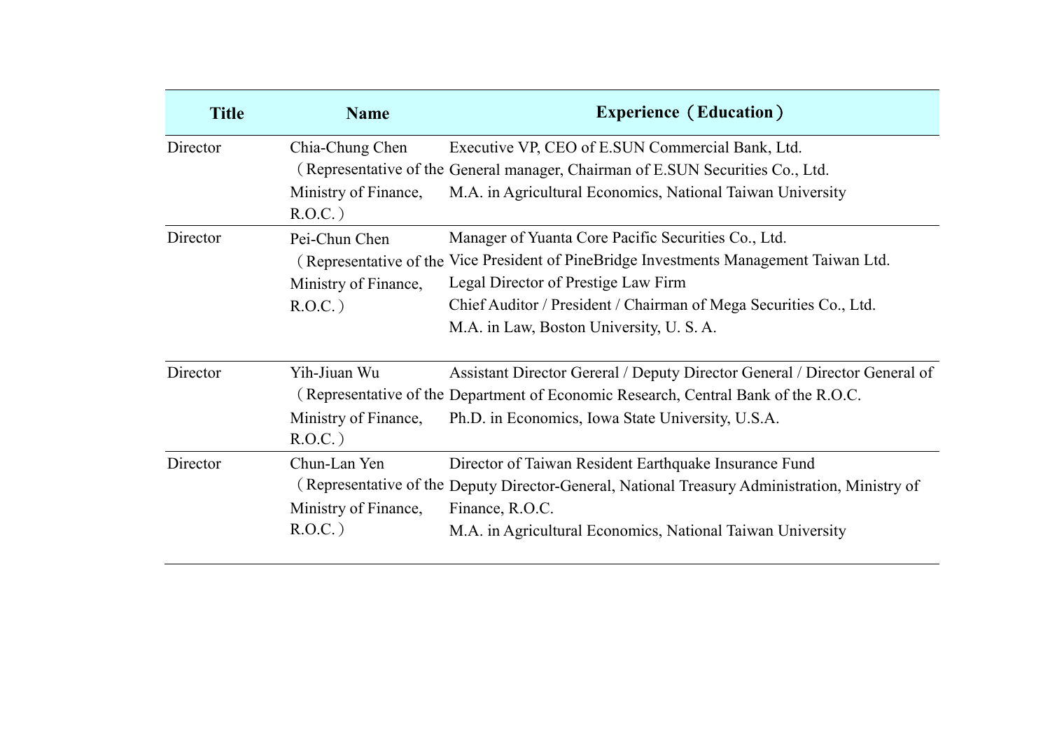| Title | Name | Experience（Education） |
|---|---|---|
| Director | Chia-Chung Chen（Representative of the Ministry of Finance, R.O.C.） | Executive VP, CEO of E.SUN Commercial Bank, Ltd.<br>General manager, Chairman of E.SUN Securities Co., Ltd.<br>M.A. in Agricultural Economics, National Taiwan University |
| Director | Pei-Chun Chen（Representative of the Ministry of Finance, R.O.C.） | Manager of Yuanta Core Pacific Securities Co., Ltd.<br>Vice President of PineBridge Investments Management Taiwan Ltd.<br>Legal Director of Prestige Law Firm<br>Chief Auditor / President / Chairman of Mega Securities Co., Ltd.<br>M.A. in Law, Boston University, U. S. A. |
| Director | Yih-Jiuan Wu（Representative of the Ministry of Finance, R.O.C.） | Assistant Director Gereral / Deputy Director General / Director General of Department of Economic Research, Central Bank of the R.O.C.<br>Ph.D. in Economics, Iowa State University, U.S.A. |
| Director | Chun-Lan Yen（Representative of the Ministry of Finance, R.O.C.） | Director of Taiwan Resident Earthquake Insurance Fund<br>Deputy Director-General, National Treasury Administration, Ministry of Finance, R.O.C.<br>M.A. in Agricultural Economics, National Taiwan University |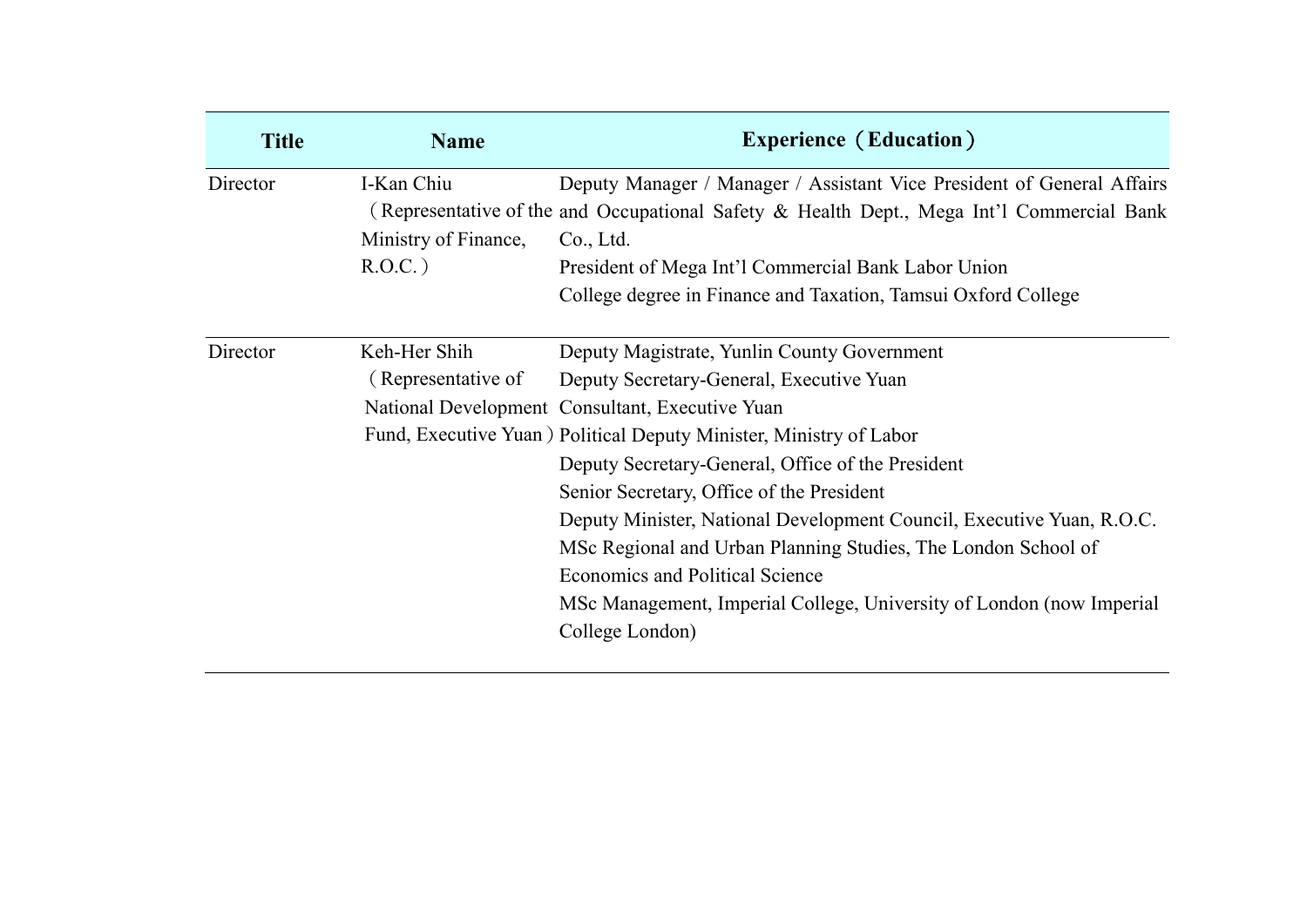| Title | Name | Experience（Education） |
| --- | --- | --- |
| Director | I-Kan Chiu（Representative of the Ministry of Finance, R.O.C.） | Deputy Manager / Manager / Assistant Vice President of General Affairs and Occupational Safety & Health Dept., Mega Int'l Commercial Bank Co., Ltd.<br>President of Mega Int'l Commercial Bank Labor Union<br>College degree in Finance and Taxation, Tamsui Oxford College |
| Director | Keh-Her Shih（Representative of National Development Fund, Executive Yuan） | Deputy Magistrate, Yunlin County Government<br>Deputy Secretary-General, Executive Yuan<br>Consultant, Executive Yuan<br>Political Deputy Minister, Ministry of Labor<br>Deputy Secretary-General, Office of the President<br>Senior Secretary, Office of the President<br>Deputy Minister, National Development Council, Executive Yuan, R.O.C.<br>MSc Regional and Urban Planning Studies, The London School of Economics and Political Science<br>MSc Management, Imperial College, University of London (now Imperial College London) |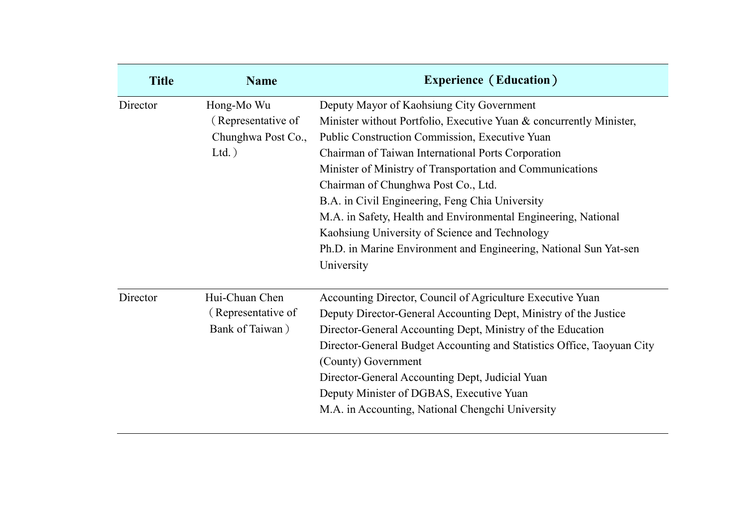| Title | Name | Experience（Education） |
| --- | --- | --- |
| Director | Hong-Mo Wu（Representative of Chunghwa Post Co., Ltd.） | Deputy Mayor of Kaohsiung City Government<br>Minister without Portfolio, Executive Yuan & concurrently Minister, Public Construction Commission, Executive Yuan<br>Chairman of Taiwan International Ports Corporation<br>Minister of Ministry of Transportation and Communications<br>Chairman of Chunghwa Post Co., Ltd.<br>B.A. in Civil Engineering, Feng Chia University<br>M.A. in Safety, Health and Environmental Engineering, National Kaohsiung University of Science and Technology<br>Ph.D. in Marine Environment and Engineering, National Sun Yat-sen University |
| Director | Hui-Chuan Chen（Representative of Bank of Taiwan） | Accounting Director, Council of Agriculture Executive Yuan<br>Deputy Director-General Accounting Dept, Ministry of the Justice<br>Director-General Accounting Dept, Ministry of the Education<br>Director-General Budget Accounting and Statistics Office, Taoyuan City (County) Government<br>Director-General Accounting Dept, Judicial Yuan<br>Deputy Minister of DGBAS, Executive Yuan<br>M.A. in Accounting, National Chengchi University |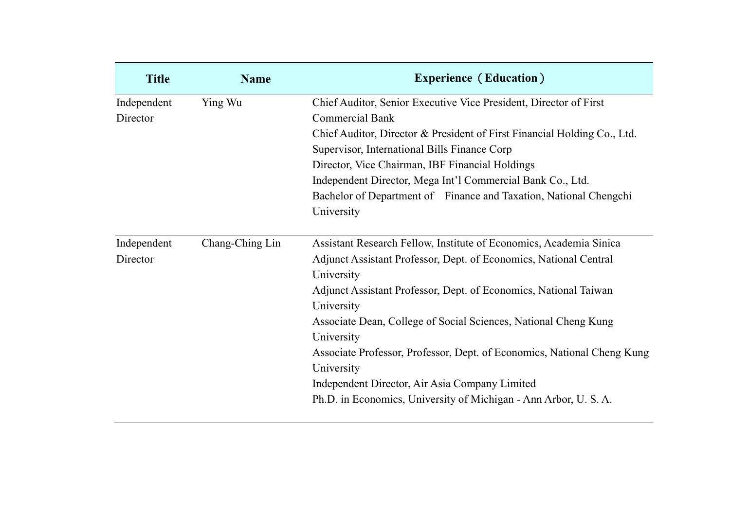| Title | Name | Experience（Education） |
|---|---|---|
| Independent Director | Ying Wu | Chief Auditor, Senior Executive Vice President, Director of First Commercial Bank<br>Chief Auditor, Director & President of First Financial Holding Co., Ltd.<br>Supervisor, International Bills Finance Corp<br>Director, Vice Chairman, IBF Financial Holdings<br>Independent Director, Mega Int'l Commercial Bank Co., Ltd.<br>Bachelor of Department of Finance and Taxation, National Chengchi University |
| Independent Director | Chang-Ching Lin | Assistant Research Fellow, Institute of Economics, Academia Sinica<br>Adjunct Assistant Professor, Dept. of Economics, National Central University<br>Adjunct Assistant Professor, Dept. of Economics, National Taiwan University<br>Associate Dean, College of Social Sciences, National Cheng Kung University<br>Associate Professor, Professor, Dept. of Economics, National Cheng Kung University<br>Independent Director, Air Asia Company Limited<br>Ph.D. in Economics, University of Michigan - Ann Arbor, U. S. A. |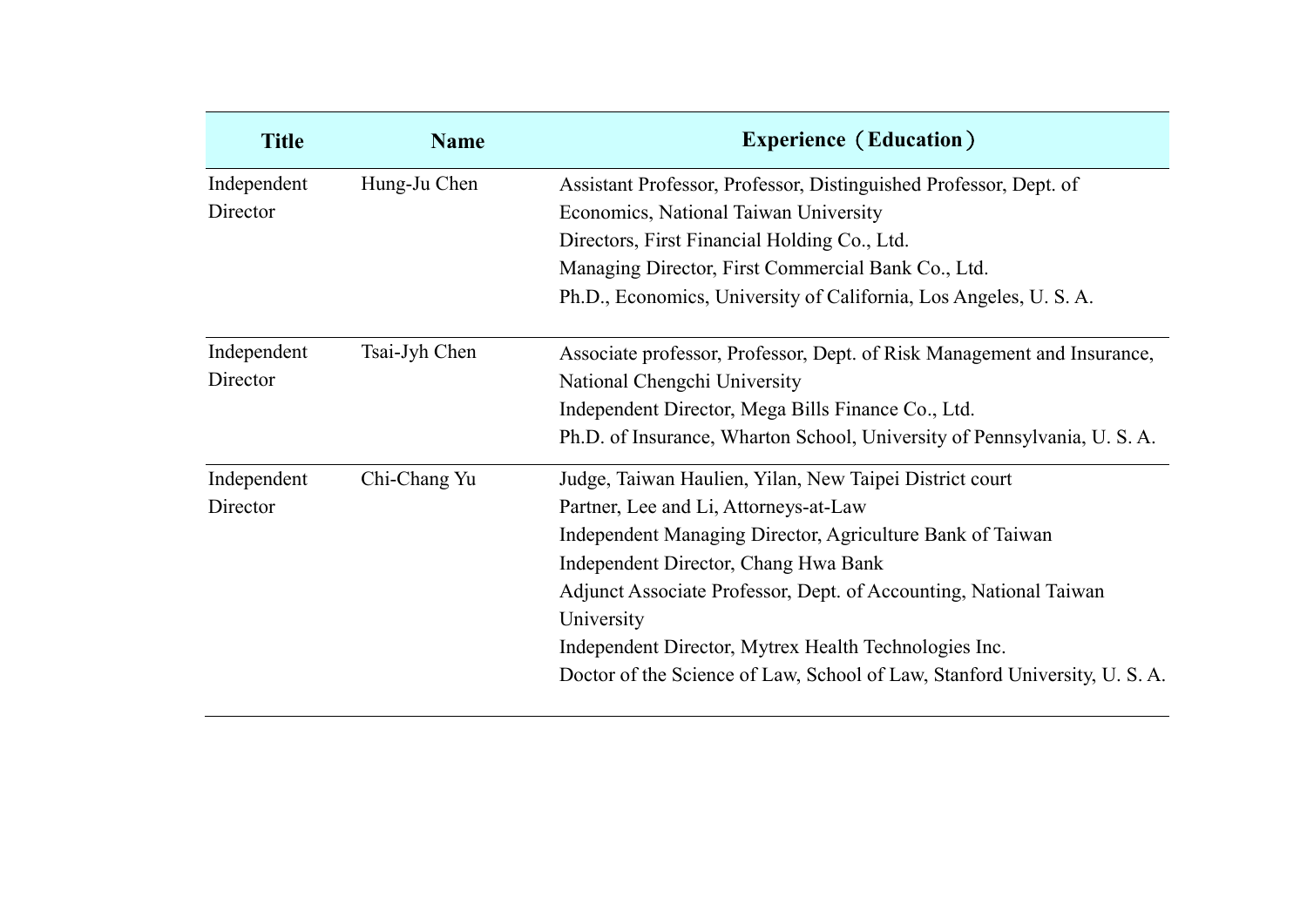| Title | Name | Experience（Education） |
|---|---|---|
| Independent Director | Hung-Ju Chen | Assistant Professor, Professor, Distinguished Professor, Dept. of Economics, National Taiwan University<br>Directors, First Financial Holding Co., Ltd.<br>Managing Director, First Commercial Bank Co., Ltd.<br>Ph.D., Economics, University of California, Los Angeles, U. S. A. |
| Independent Director | Tsai-Jyh Chen | Associate professor, Professor, Dept. of Risk Management and Insurance, National Chengchi University<br>Independent Director, Mega Bills Finance Co., Ltd.<br>Ph.D. of Insurance, Wharton School, University of Pennsylvania, U. S. A. |
| Independent Director | Chi-Chang Yu | Judge, Taiwan Haulien, Yilan, New Taipei District court<br>Partner, Lee and Li, Attorneys-at-Law<br>Independent Managing Director, Agriculture Bank of Taiwan<br>Independent Director, Chang Hwa Bank<br>Adjunct Associate Professor, Dept. of Accounting, National Taiwan University<br>Independent Director, Mytrex Health Technologies Inc.<br>Doctor of the Science of Law, School of Law, Stanford University, U. S. A. |